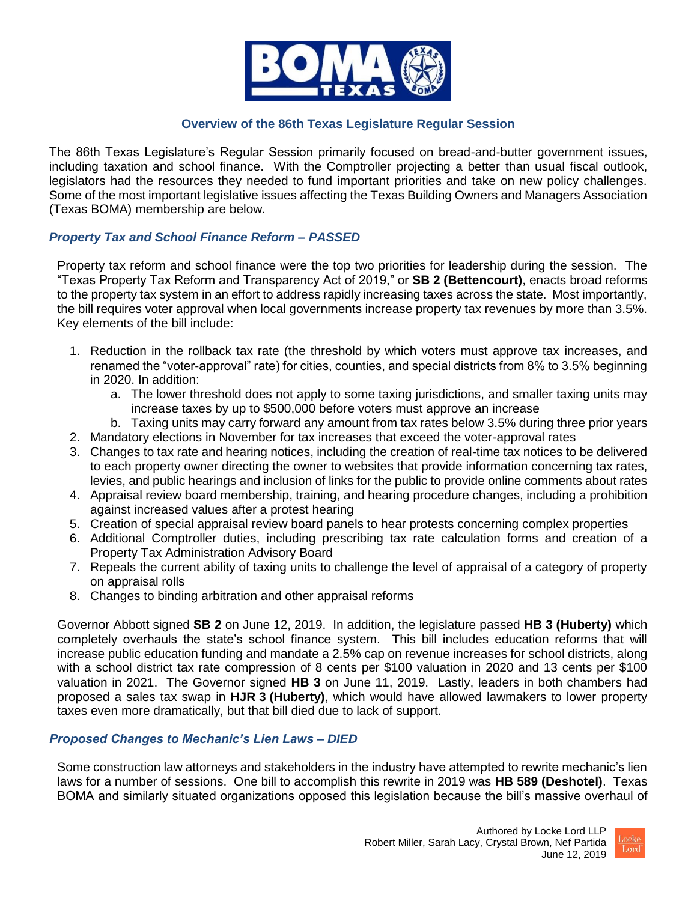## Overview of the 86th Texas Legislature Regular Session

The 86th Texas Legislature's Regular Session primarily focused on bread-and-butter government issues, including taxation and school finance. With the Comptroller projecting a better than usual fiscal outlook, legislators had the resources they needed to fund important priorities and take on new policy challenges. Some of the most important legislative issues affecting the Texas Building Owners and Managers Association (Texas BOMA) membership are below.

### *Property Tax and School Finance Reform – PASSED*

Property tax reform and school finance were the top two priorities for leadership during the session. The "Texas Property Tax Reform and Transparency Act of 2019," or **SB 2 (Bettencourt)**, enacts broad reforms to the property tax system in an effort to address rapidly increasing taxes across the state. Most importantly, the bill requires voter approval when local governments increase property tax revenues by more than 3.5%. Key elements of the bill include:

1. Reduction in the rollback tax rate (the threshold by which voters must approve tax increases, and renamed the "voter-approval" rate) for cities, counties, and special districts from 8% to 3.5% beginning in 2020. In addition:
   a. The lower threshold does not apply to some taxing jurisdictions, and smaller taxing units may increase taxes by up to $500,000 before voters must approve an increase
   b. Taxing units may carry forward any amount from tax rates below 3.5% during three prior years
2. Mandatory elections in November for tax increases that exceed the voter-approval rates
3. Changes to tax rate and hearing notices, including the creation of real-time tax notices to be delivered to each property owner directing the owner to websites that provide information concerning tax rates, levies, and public hearings and inclusion of links for the public to provide online comments about rates
4. Appraisal review board membership, training, and hearing procedure changes, including a prohibition against increased values after a protest hearing
5. Creation of special appraisal review board panels to hear protests concerning complex properties
6. Additional Comptroller duties, including prescribing tax rate calculation forms and creation of a Property Tax Administration Advisory Board
7. Repeals the current ability of taxing units to challenge the level of appraisal of a category of property on appraisal rolls
8. Changes to binding arbitration and other appraisal reforms

Governor Abbott signed **SB 2** on June 12, 2019. In addition, the legislature passed **HB 3 (Huberty)** which completely overhauls the state's school finance system. This bill includes education reforms that will increase public education funding and mandate a 2.5% cap on revenue increases for school districts, along with a school district tax rate compression of 8 cents per $100 valuation in 2020 and 13 cents per $100 valuation in 2021. The Governor signed **HB 3** on June 11, 2019. Lastly, leaders in both chambers had proposed a sales tax swap in **HJR 3 (Huberty)**, which would have allowed lawmakers to lower property taxes even more dramatically, but that bill died due to lack of support.

### *Proposed Changes to Mechanic's Lien Laws – DIED*

Some construction law attorneys and stakeholders in the industry have attempted to rewrite mechanic's lien laws for a number of sessions. One bill to accomplish this rewrite in 2019 was **HB 589 (Deshotel)**. Texas BOMA and similarly situated organizations opposed this legislation because the bill's massive overhaul of

Authored by Locke Lord LLP
Robert Miller, Sarah Lacy, Crystal Brown, Nef Partida
June 12, 2019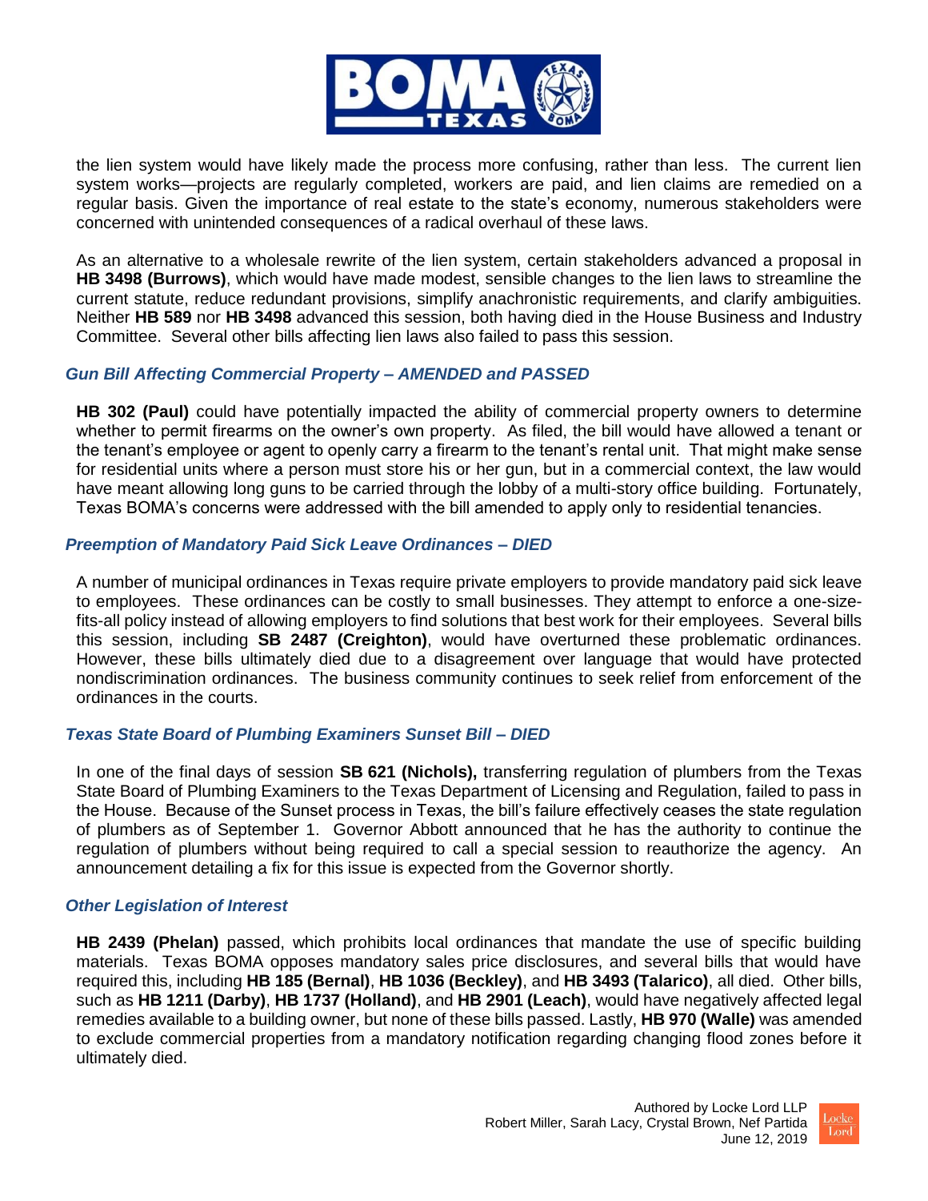the lien system would have likely made the process more confusing, rather than less. The current lien system works—projects are regularly completed, workers are paid, and lien claims are remedied on a regular basis. Given the importance of real estate to the state's economy, numerous stakeholders were concerned with unintended consequences of a radical overhaul of these laws.

As an alternative to a wholesale rewrite of the lien system, certain stakeholders advanced a proposal in **HB 3498 (Burrows)**, which would have made modest, sensible changes to the lien laws to streamline the current statute, reduce redundant provisions, simplify anachronistic requirements, and clarify ambiguities. Neither **HB 589** nor **HB 3498** advanced this session, both having died in the House Business and Industry Committee. Several other bills affecting lien laws also failed to pass this session.

### *Gun Bill Affecting Commercial Property – AMENDED and PASSED*

**HB 302 (Paul)** could have potentially impacted the ability of commercial property owners to determine whether to permit firearms on the owner's own property. As filed, the bill would have allowed a tenant or the tenant's employee or agent to openly carry a firearm to the tenant's rental unit. That might make sense for residential units where a person must store his or her gun, but in a commercial context, the law would have meant allowing long guns to be carried through the lobby of a multi-story office building. Fortunately, Texas BOMA's concerns were addressed with the bill amended to apply only to residential tenancies.

### *Preemption of Mandatory Paid Sick Leave Ordinances – DIED*

A number of municipal ordinances in Texas require private employers to provide mandatory paid sick leave to employees. These ordinances can be costly to small businesses. They attempt to enforce a one-size-fits-all policy instead of allowing employers to find solutions that best work for their employees. Several bills this session, including **SB 2487 (Creighton)**, would have overturned these problematic ordinances. However, these bills ultimately died due to a disagreement over language that would have protected nondiscrimination ordinances. The business community continues to seek relief from enforcement of the ordinances in the courts.

### *Texas State Board of Plumbing Examiners Sunset Bill – DIED*

In one of the final days of session **SB 621 (Nichols),** transferring regulation of plumbers from the Texas State Board of Plumbing Examiners to the Texas Department of Licensing and Regulation, failed to pass in the House. Because of the Sunset process in Texas, the bill's failure effectively ceases the state regulation of plumbers as of September 1. Governor Abbott announced that he has the authority to continue the regulation of plumbers without being required to call a special session to reauthorize the agency. An announcement detailing a fix for this issue is expected from the Governor shortly.

### *Other Legislation of Interest*

**HB 2439 (Phelan)** passed, which prohibits local ordinances that mandate the use of specific building materials. Texas BOMA opposes mandatory sales price disclosures, and several bills that would have required this, including **HB 185 (Bernal)**, **HB 1036 (Beckley)**, and **HB 3493 (Talarico)**, all died. Other bills, such as **HB 1211 (Darby)**, **HB 1737 (Holland)**, and **HB 2901 (Leach)**, would have negatively affected legal remedies available to a building owner, but none of these bills passed. Lastly, **HB 970 (Walle)** was amended to exclude commercial properties from a mandatory notification regarding changing flood zones before it ultimately died.

Authored by Locke Lord LLP
Robert Miller, Sarah Lacy, Crystal Brown, Nef Partida
June 12, 2019